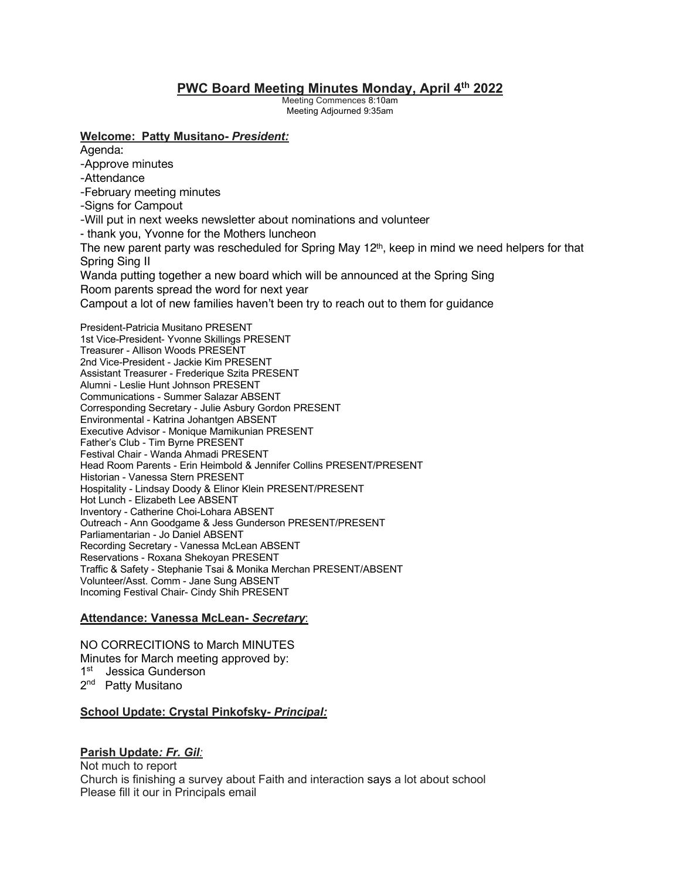# PWC Board Meeting Minutes Monday, April 4th 2022

Meeting Commences 8:10am
Meeting Adjourned 9:35am

## Welcome: Patty Musitano- *President:*

Agenda:
-Approve minutes
-Attendance
-February meeting minutes
-Signs for Campout
-Will put in next weeks newsletter about nominations and volunteer
- thank you, Yvonne for the Mothers luncheon
The new parent party was rescheduled for Spring May 12th, keep in mind we need helpers for that
Spring Sing II
Wanda putting together a new board which will be announced at the Spring Sing
Room parents spread the word for next year
Campout a lot of new families haven't been try to reach out to them for guidance

President-Patricia Musitano PRESENT
1st Vice-President- Yvonne Skillings PRESENT
Treasurer - Allison Woods PRESENT
2nd Vice-President - Jackie Kim PRESENT
Assistant Treasurer - Frederique Szita PRESENT
Alumni - Leslie Hunt Johnson PRESENT
Communications - Summer Salazar ABSENT
Corresponding Secretary - Julie Asbury Gordon PRESENT
Environmental - Katrina Johantgen ABSENT
Executive Advisor - Monique Mamikunian PRESENT
Father's Club - Tim Byrne PRESENT
Festival Chair - Wanda Ahmadi PRESENT
Head Room Parents - Erin Heimbold & Jennifer Collins PRESENT/PRESENT
Historian - Vanessa Stern PRESENT
Hospitality - Lindsay Doody & Elinor Klein PRESENT/PRESENT
Hot Lunch - Elizabeth Lee ABSENT
Inventory - Catherine Choi-Lohara ABSENT
Outreach - Ann Goodgame & Jess Gunderson PRESENT/PRESENT
Parliamentarian - Jo Daniel ABSENT
Recording Secretary - Vanessa McLean ABSENT
Reservations - Roxana Shekoyan PRESENT
Traffic & Safety - Stephanie Tsai & Monika Merchan PRESENT/ABSENT
Volunteer/Asst. Comm - Jane Sung ABSENT
Incoming Festival Chair- Cindy Shih PRESENT

## Attendance: Vanessa McLean- *Secretary*:

NO CORRECITIONS to March MINUTES
Minutes for March meeting approved by:
1st Jessica Gunderson
2nd Patty Musitano

## School Update: Crystal Pinkofsky- *Principal:*

## Parish Update*: Fr. Gil:*

Not much to report
Church is finishing a survey about Faith and interaction says a lot about school
Please fill it our in Principals email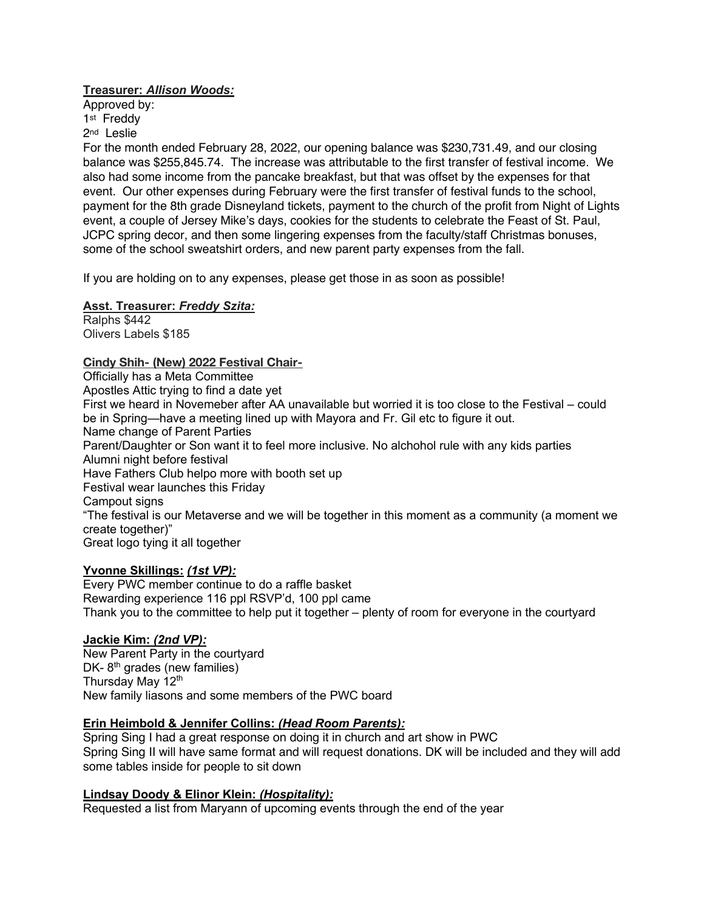**Treasurer: *Allison Woods:***

Approved by:
1st Freddy
2nd Leslie

For the month ended February 28, 2022, our opening balance was $230,731.49, and our closing balance was $255,845.74. The increase was attributable to the first transfer of festival income. We also had some income from the pancake breakfast, but that was offset by the expenses for that event. Our other expenses during February were the first transfer of festival funds to the school, payment for the 8th grade Disneyland tickets, payment to the church of the profit from Night of Lights event, a couple of Jersey Mike's days, cookies for the students to celebrate the Feast of St. Paul, JCPC spring decor, and then some lingering expenses from the faculty/staff Christmas bonuses, some of the school sweatshirt orders, and new parent party expenses from the fall.

If you are holding on to any expenses, please get those in as soon as possible!

**Asst. Treasurer: *Freddy Szita:***

Ralphs $442
Olivers Labels $185

**Cindy Shih- (New) 2022 Festival Chair-**

Officially has a Meta Committee
Apostles Attic trying to find a date yet
First we heard in Novemeber after AA unavailable but worried it is too close to the Festival – could be in Spring—have a meeting lined up with Mayora and Fr. Gil etc to figure it out.
Name change of Parent Parties
Parent/Daughter or Son want it to feel more inclusive. No alchohol rule with any kids parties
Alumni night before festival
Have Fathers Club helpo more with booth set up
Festival wear launches this Friday
Campout signs
"The festival is our Metaverse and we will be together in this moment as a community (a moment we create together)"
Great logo tying it all together

**Yvonne Skillings: *(1st VP):***

Every PWC member continue to do a raffle basket
Rewarding experience 116 ppl RSVP'd, 100 ppl came
Thank you to the committee to help put it together – plenty of room for everyone in the courtyard

**Jackie Kim: *(2nd VP):***

New Parent Party in the courtyard
DK- 8th grades (new families)
Thursday May 12th
New family liasons and some members of the PWC board

**Erin Heimbold & Jennifer Collins: *(Head Room Parents):***

Spring Sing I had a great response on doing it in church and art show in PWC
Spring Sing II will have same format and will request donations. DK will be included and they will add some tables inside for people to sit down

**Lindsay Doody & Elinor Klein: *(Hospitality):***

Requested a list from Maryann of upcoming events through the end of the year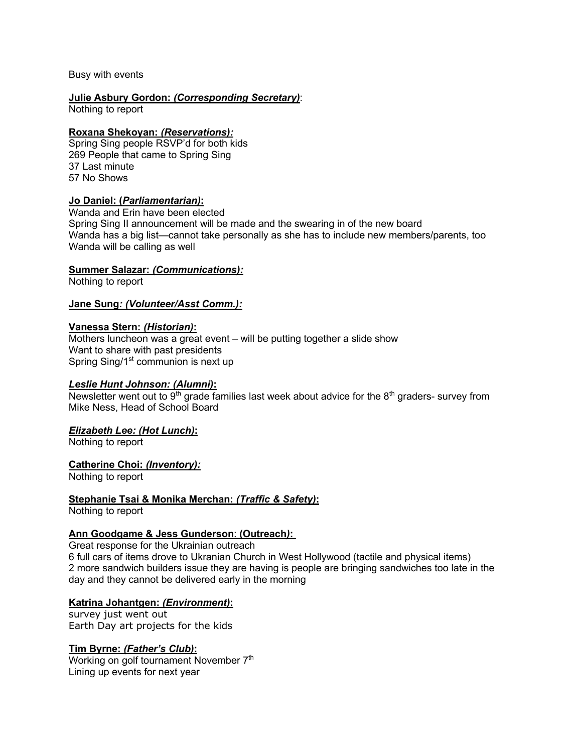Busy with events

**Julie Asbury Gordon: *(Corresponding Secretary)***:
Nothing to report

**Roxana Shekoyan: *(Reservations):***
Spring Sing people RSVP'd for both kids
269 People that came to Spring Sing
37 Last minute
57 No Shows

**Jo Daniel: (*Parliamentarian)*:**
Wanda and Erin have been elected
Spring Sing II announcement will be made and the swearing in of the new board
Wanda has a big list—cannot take personally as she has to include new members/parents, too
Wanda will be calling as well

**Summer Salazar: *(Communications):***
Nothing to report

**Jane Sung*: (Volunteer/Asst Comm.):***

**Vanessa Stern: *(Historian)*:**
Mothers luncheon was a great event – will be putting together a slide show
Want to share with past presidents
Spring Sing/1st communion is next up

***Leslie Hunt Johnson: (Alumni)*:**
Newsletter went out to 9th grade families last week about advice for the 8th graders- survey from Mike Ness, Head of School Board

***Elizabeth Lee: (Hot Lunch)*:**
Nothing to report

**Catherine Choi: *(Inventory):***
Nothing to report

**Stephanie Tsai & Monika Merchan: *(Traffic & Safety)*:**
Nothing to report

**Ann Goodgame & Jess Gunderson: (Outreach*):***
Great response for the Ukrainian outreach
6 full cars of items drove to Ukranian Church in West Hollywood (tactile and physical items)
2 more sandwich builders issue they are having is people are bringing sandwiches too late in the day and they cannot be delivered early in the morning

**Katrina Johantgen: *(Environment)*:**
survey just went out
Earth Day art projects for the kids

**Tim Byrne: *(Father's Club)*:**
Working on golf tournament November 7th
Lining up events for next year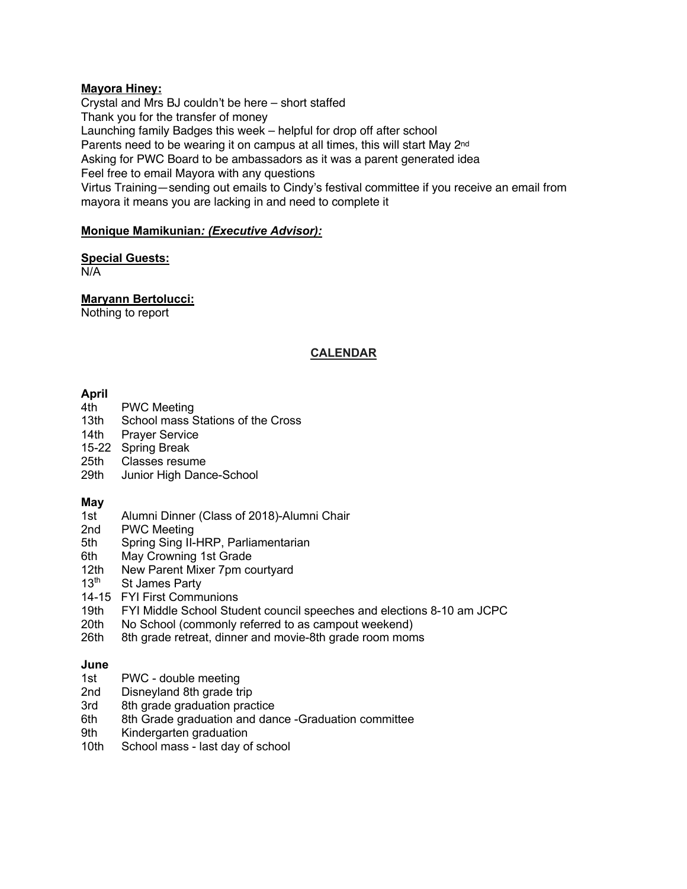**Mayora Hiney:**

Crystal and Mrs BJ couldn't be here – short staffed
Thank you for the transfer of money
Launching family Badges this week – helpful for drop off after school
Parents need to be wearing it on campus at all times, this will start May 2nd
Asking for PWC Board to be ambassadors as it was a parent generated idea
Feel free to email Mayora with any questions
Virtus Training—sending out emails to Cindy's festival committee if you receive an email from mayora it means you are lacking in and need to complete it

**Monique Mamikunian*: (Executive Advisor):***

**Special Guests:**

N/A

**Maryann Bertolucci:**

Nothing to report

## CALENDAR

**April**

| | |
|---|---|
| 4th | PWC Meeting |
| 13th | School mass Stations of the Cross |
| 14th | Prayer Service |
| 15-22 | Spring Break |
| 25th | Classes resume |
| 29th | Junior High Dance-School |

**May**

| | |
|---|---|
| 1st | Alumni Dinner (Class of 2018)-Alumni Chair |
| 2nd | PWC Meeting |
| 5th | Spring Sing II-HRP, Parliamentarian |
| 6th | May Crowning 1st Grade |
| 12th | New Parent Mixer 7pm courtyard |
| 13th | St James Party |
| 14-15 | FYI First Communions |
| 19th | FYI Middle School Student council speeches and elections 8-10 am JCPC |
| 20th | No School (commonly referred to as campout weekend) |
| 26th | 8th grade retreat, dinner and movie-8th grade room moms |

**June**

| | |
|---|---|
| 1st | PWC - double meeting |
| 2nd | Disneyland 8th grade trip |
| 3rd | 8th grade graduation practice |
| 6th | 8th Grade graduation and dance -Graduation committee |
| 9th | Kindergarten graduation |
| 10th | School mass - last day of school |